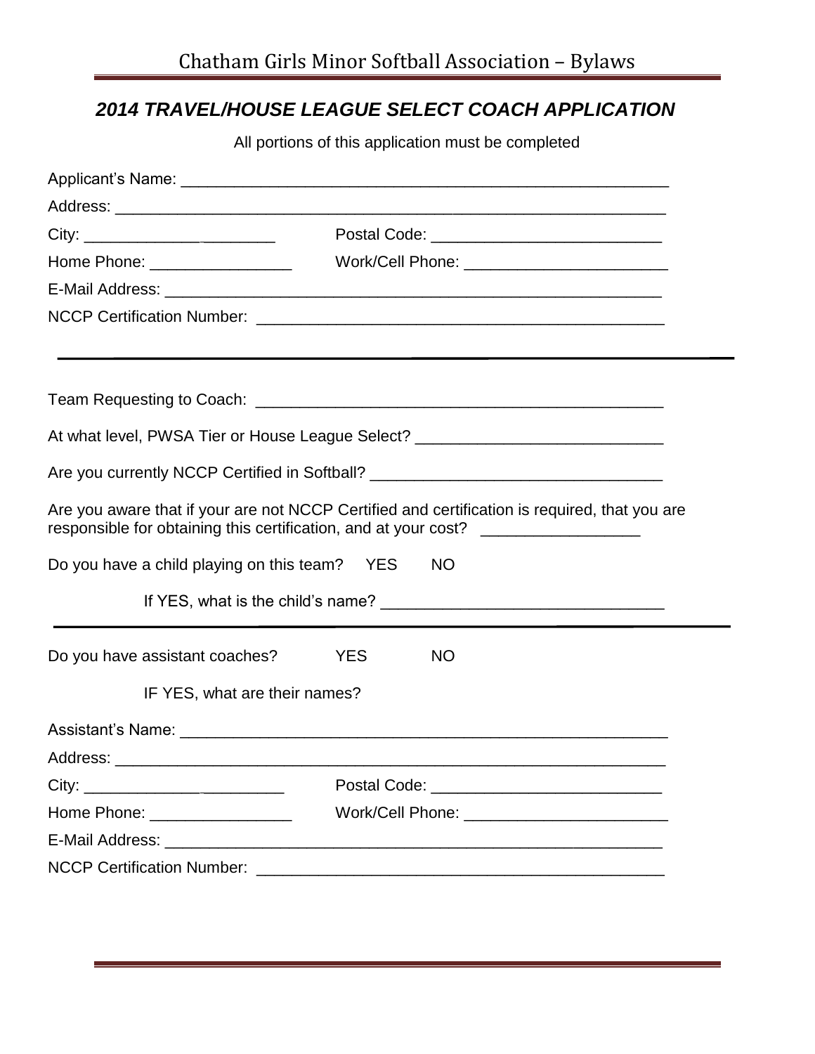## *2014 TRAVEL/HOUSE LEAGUE SELECT COACH APPLICATION*

All portions of this application must be completed

Applicant's Name: ________________________________________________________

Address: ______________________________________________________________

City: ______________________ Postal Code: __________________________

Home Phone: ________________ Work/Cell Phone: _______________________

E-Mail Address: __________________________________________________________

NCCP Certification Number: ______________________________________________

---

Team Requesting to Coach: ________________________________________________

At what level, PWSA Tier or House League Select? ____________________________

Are you currently NCCP Certified in Softball? _________________________________

Are you aware that if your are not NCCP Certified and certification is required, that you are responsible for obtaining this certification, and at your cost? __________________

Do you have a child playing on this team? YES NO

If YES, what is the child's name? _______________________________

---

Do you have assistant coaches? YES NO

IF YES, what are their names?

Assistant's Name: ________________________________________________________

Address: ______________________________________________________________

City: ______________________ Postal Code: __________________________

Home Phone: ________________ Work/Cell Phone: _______________________

E-Mail Address: __________________________________________________________

NCCP Certification Number: ______________________________________________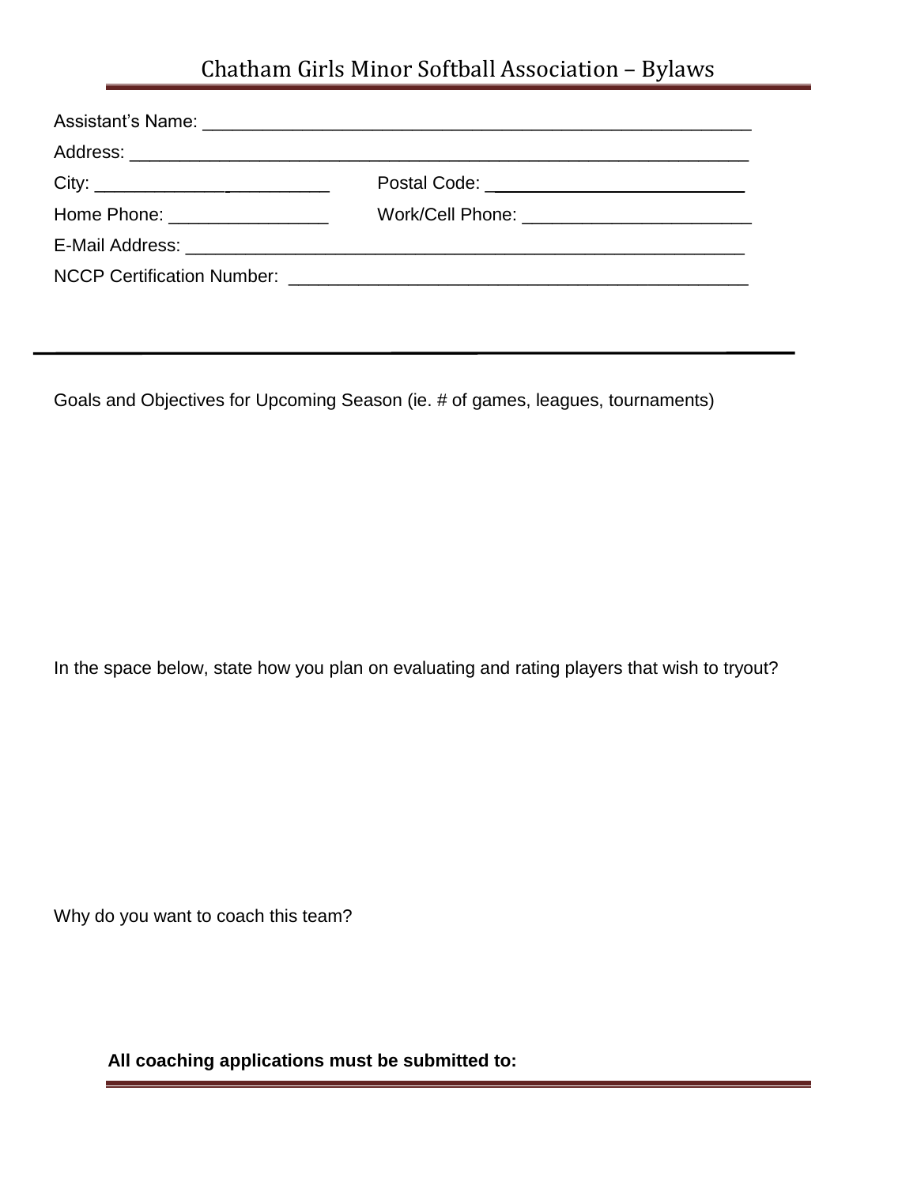Assistant's Name: _______________________________________________________

Address: ___________________________________________________________

City: ______________________ Postal Code: _________________________

Home Phone: _______________ Work/Cell Phone: ______________________

E-Mail Address: ______________________________________________________

NCCP Certification Number: ____________________________________________

---

Goals and Objectives for Upcoming Season (ie. # of games, leagues, tournaments)

In the space below, state how you plan on evaluating and rating players that wish to tryout?

Why do you want to coach this team?

**All coaching applications must be submitted to:**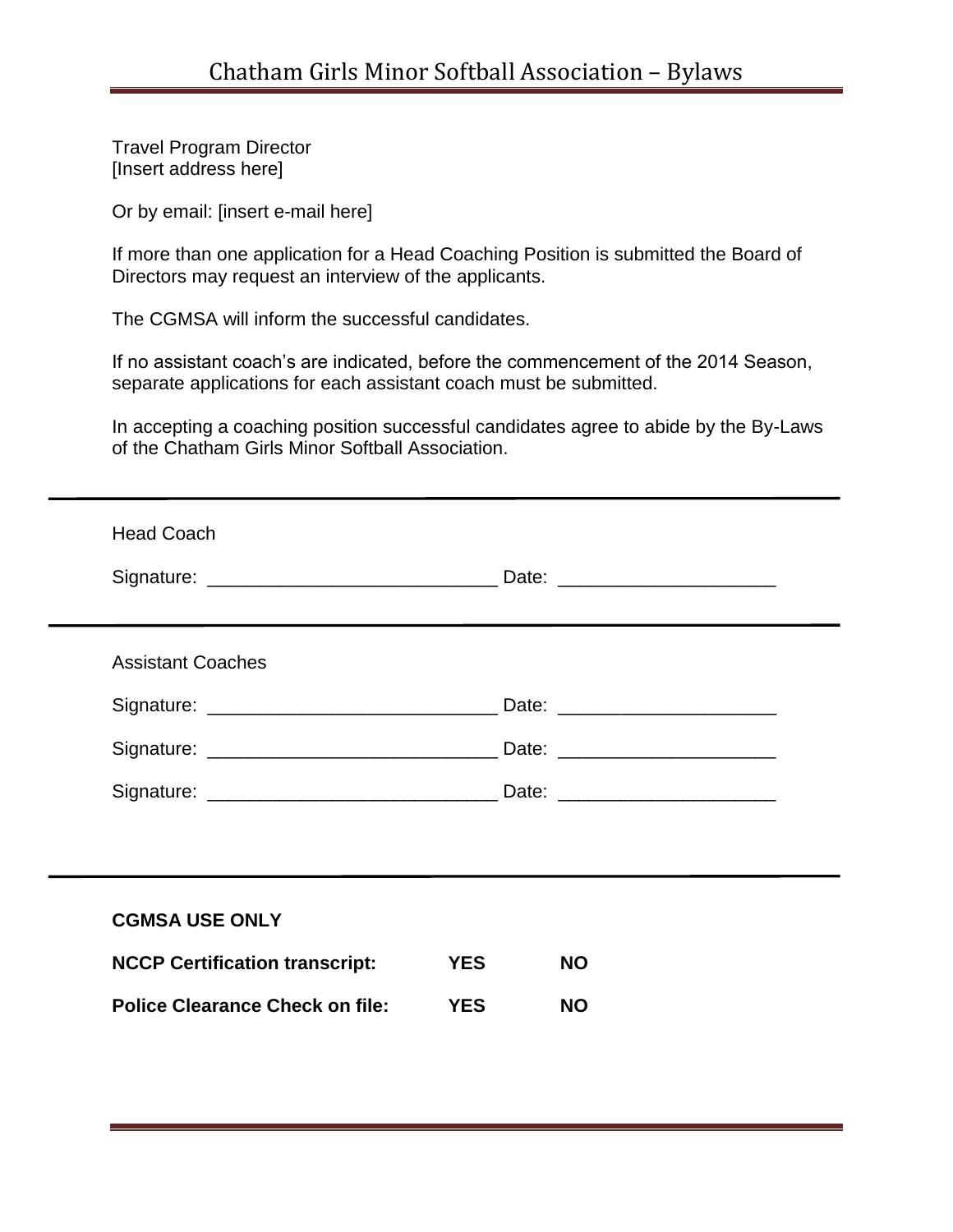Travel Program Director
[Insert address here]

Or by email: [insert e-mail here]

If more than one application for a Head Coaching Position is submitted the Board of Directors may request an interview of the applicants.

The CGMSA will inform the successful candidates.

If no assistant coach's are indicated, before the commencement of the 2014 Season, separate applications for each assistant coach must be submitted.

In accepting a coaching position successful candidates agree to abide by the By-Laws of the Chatham Girls Minor Softball Association.

---

Head Coach

Signature: ___________________________ Date: ____________________

---

Assistant Coaches

Signature: ___________________________ Date: ____________________

Signature: ___________________________ Date: ____________________

Signature: ___________________________ Date: ____________________

---

**CGMSA USE ONLY**

| | | |
|---|---|---|
| **NCCP Certification transcript:** | **YES** | **NO** |
| **Police Clearance Check on file:** | **YES** | **NO** |